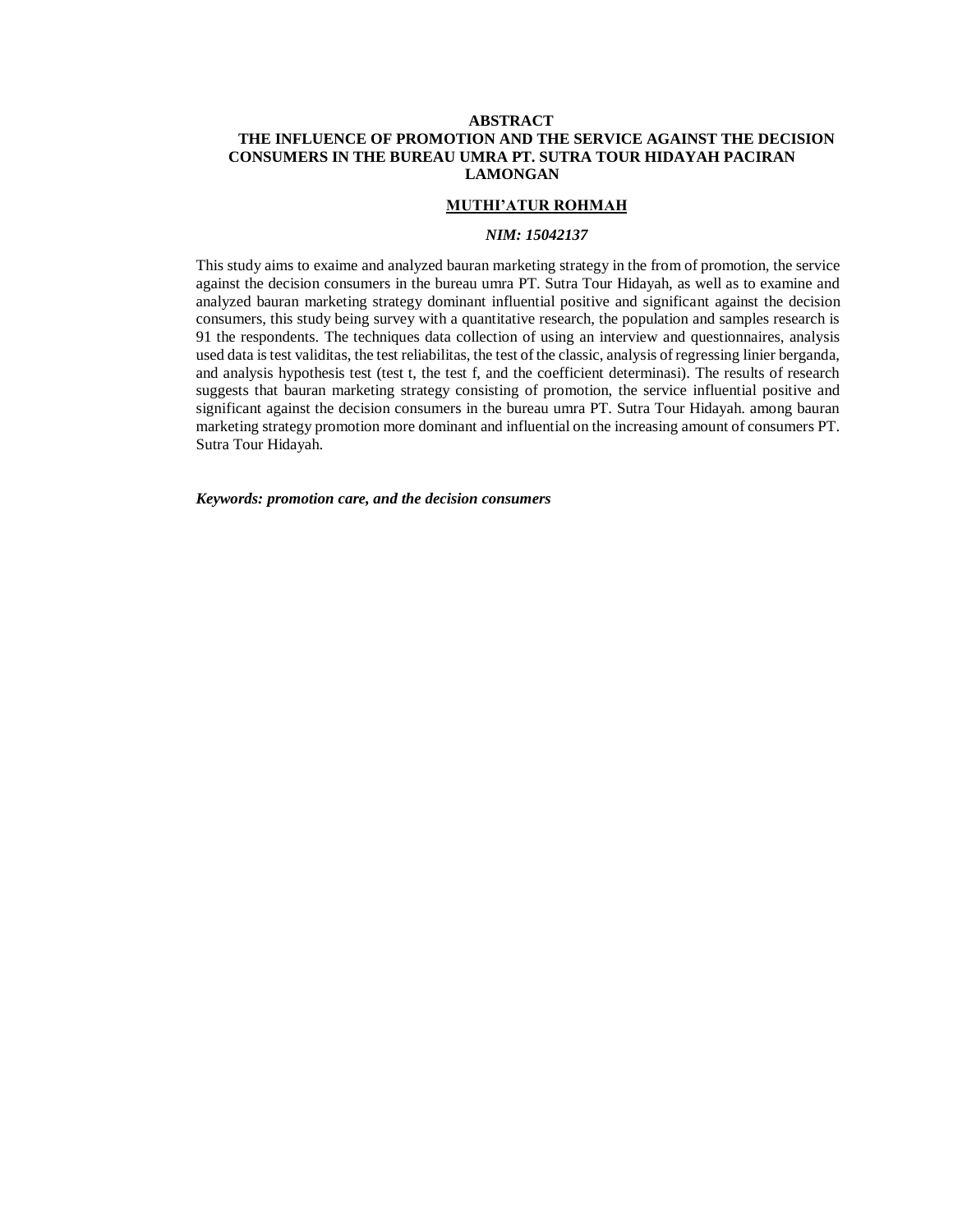# ABSTRACT

## THE INFLUENCE OF PROMOTION AND THE SERVICE AGAINST THE DECISION CONSUMERS IN THE BUREAU UMRA PT. SUTRA TOUR HIDAYAH PACIRAN LAMONGAN

**MUTHI'ATUR ROHMAH**

***NIM: 15042137***

This study aims to exaime and analyzed bauran marketing strategy in the from of promotion, the service against the decision consumers in the bureau umra PT. Sutra Tour Hidayah, as well as to examine and analyzed bauran marketing strategy dominant influential positive and significant against the decision consumers, this study being survey with a quantitative research, the population and samples research is 91 the respondents. The techniques data collection of using an interview and questionnaires, analysis used data is test validitas, the test reliabilitas, the test of the classic, analysis of regressing linier berganda, and analysis hypothesis test (test t, the test f, and the coefficient determinasi). The results of research suggests that bauran marketing strategy consisting of promotion, the service influential positive and significant against the decision consumers in the bureau umra PT. Sutra Tour Hidayah. among bauran marketing strategy promotion more dominant and influential on the increasing amount of consumers PT. Sutra Tour Hidayah.

***Keywords: promotion care, and the decision consumers***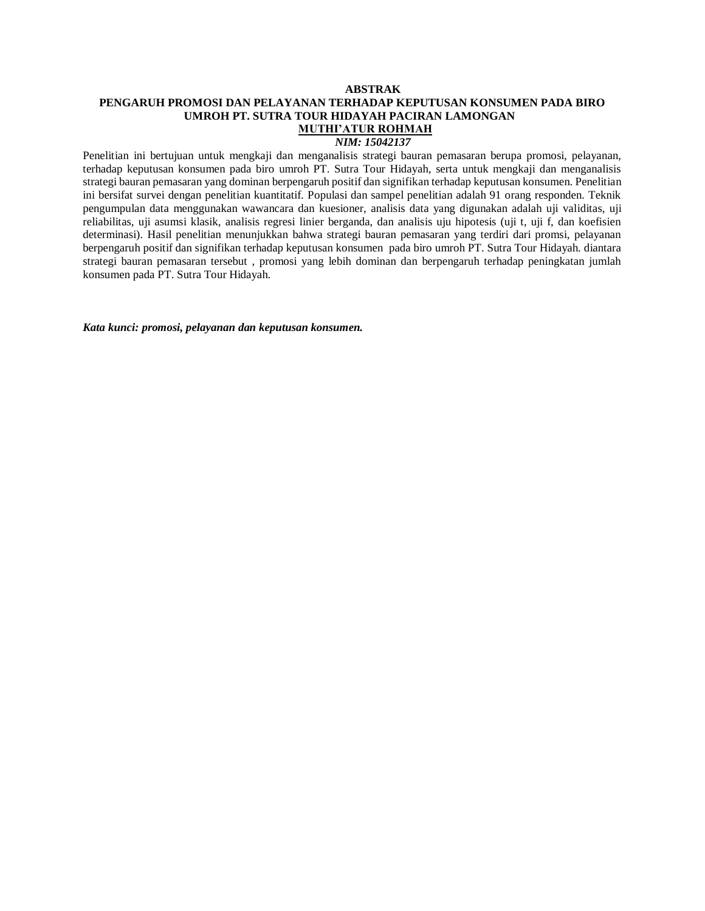# ABSTRAK

## PENGARUH PROMOSI DAN PELAYANAN TERHADAP KEPUTUSAN KONSUMEN PADA BIRO UMROH PT. SUTRA TOUR HIDAYAH PACIRAN LAMONGAN

**MUTHI'ATUR ROHMAH**

***NIM: 15042137***

Penelitian ini bertujuan untuk mengkaji dan menganalisis strategi bauran pemasaran berupa promosi, pelayanan, terhadap keputusan konsumen pada biro umroh PT. Sutra Tour Hidayah, serta untuk mengkaji dan menganalisis strategi bauran pemasaran yang dominan berpengaruh positif dan signifikan terhadap keputusan konsumen. Penelitian ini bersifat survei dengan penelitian kuantitatif. Populasi dan sampel penelitian adalah 91 orang responden. Teknik pengumpulan data menggunakan wawancara dan kuesioner, analisis data yang digunakan adalah uji validitas, uji reliabilitas, uji asumsi klasik, analisis regresi linier berganda, dan analisis uju hipotesis (uji t, uji f, dan koefisien determinasi). Hasil penelitian menunjukkan bahwa strategi bauran pemasaran yang terdiri dari promsi, pelayanan berpengaruh positif dan signifikan terhadap keputusan konsumen pada biro umroh PT. Sutra Tour Hidayah. diantara strategi bauran pemasaran tersebut , promosi yang lebih dominan dan berpengaruh terhadap peningkatan jumlah konsumen pada PT. Sutra Tour Hidayah.

***Kata kunci: promosi, pelayanan dan keputusan konsumen.***